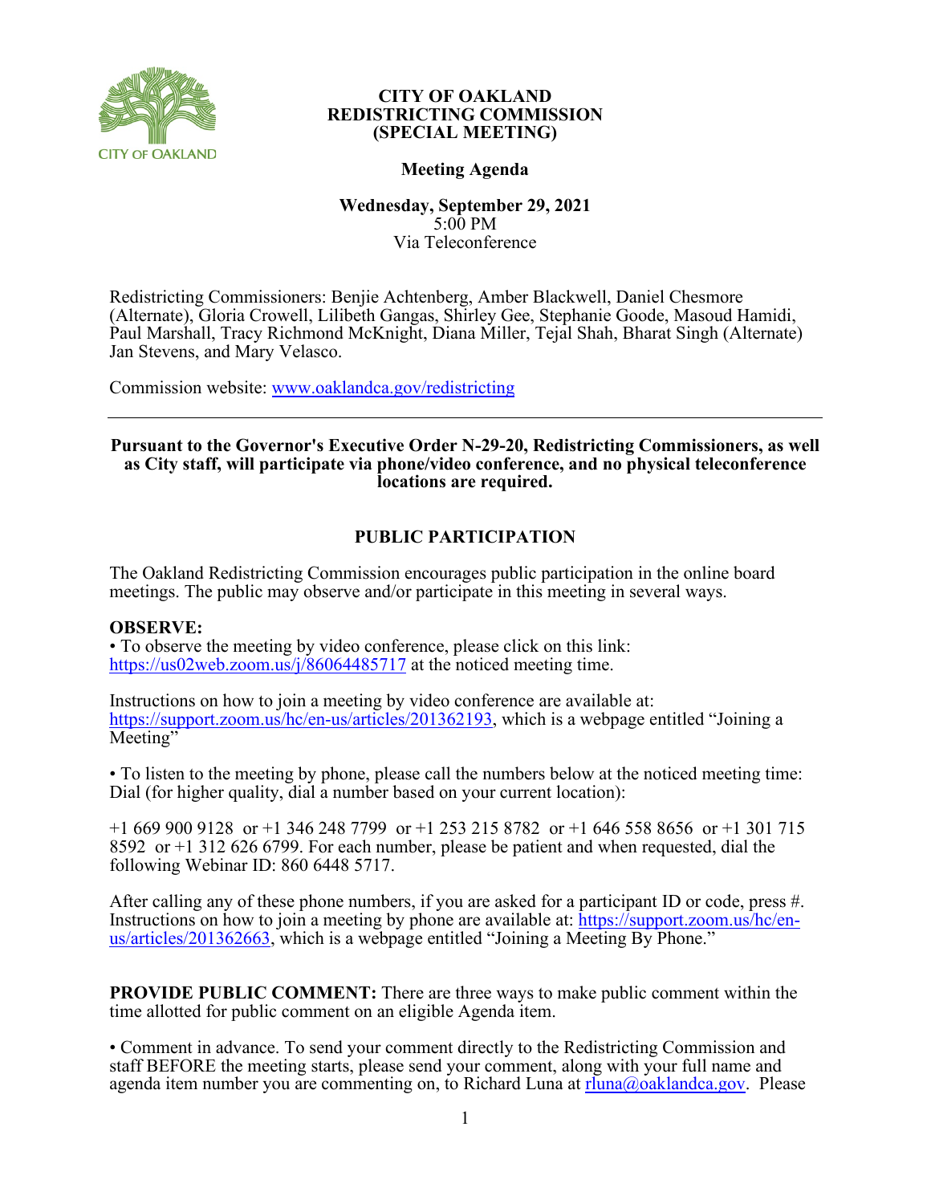# CITY OF OAKLAND
# REDISTRICTING COMMISSION
# (SPECIAL MEETING)

## Meeting Agenda

**Wednesday, September 29, 2021**
5:00 PM
Via Teleconference

Redistricting Commissioners: Benjie Achtenberg, Amber Blackwell, Daniel Chesmore (Alternate), Gloria Crowell, Lilibeth Gangas, Shirley Gee, Stephanie Goode, Masoud Hamidi, Paul Marshall, Tracy Richmond McKnight, Diana Miller, Tejal Shah, Bharat Singh (Alternate) Jan Stevens, and Mary Velasco.

Commission website: www.oaklandca.gov/redistricting

---

**Pursuant to the Governor's Executive Order N-29-20, Redistricting Commissioners, as well as City staff, will participate via phone/video conference, and no physical teleconference locations are required.**

## PUBLIC PARTICIPATION

The Oakland Redistricting Commission encourages public participation in the online board meetings. The public may observe and/or participate in this meeting in several ways.

**OBSERVE:**

• To observe the meeting by video conference, please click on this link: https://us02web.zoom.us/j/86064485717 at the noticed meeting time.

Instructions on how to join a meeting by video conference are available at: https://support.zoom.us/hc/en-us/articles/201362193, which is a webpage entitled "Joining a Meeting"

• To listen to the meeting by phone, please call the numbers below at the noticed meeting time: Dial (for higher quality, dial a number based on your current location):

+1 669 900 9128 or +1 346 248 7799 or +1 253 215 8782 or +1 646 558 8656 or +1 301 715 8592 or +1 312 626 6799. For each number, please be patient and when requested, dial the following Webinar ID: 860 6448 5717.

After calling any of these phone numbers, if you are asked for a participant ID or code, press #. Instructions on how to join a meeting by phone are available at: https://support.zoom.us/hc/en-us/articles/201362663, which is a webpage entitled "Joining a Meeting By Phone."

**PROVIDE PUBLIC COMMENT:** There are three ways to make public comment within the time allotted for public comment on an eligible Agenda item.

• Comment in advance. To send your comment directly to the Redistricting Commission and staff BEFORE the meeting starts, please send your comment, along with your full name and agenda item number you are commenting on, to Richard Luna at rluna@oaklandca.gov. Please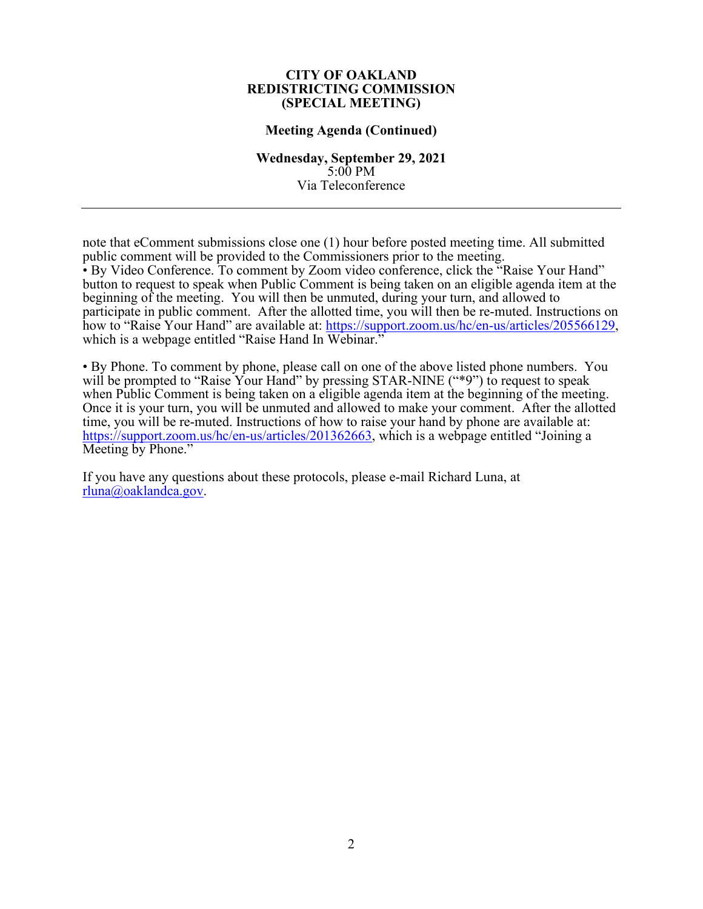**CITY OF OAKLAND**
**REDISTRICTING COMMISSION**
**(SPECIAL MEETING)**

**Meeting Agenda (Continued)**

**Wednesday, September 29, 2021**
5:00 PM
Via Teleconference

---

note that eComment submissions close one (1) hour before posted meeting time. All submitted public comment will be provided to the Commissioners prior to the meeting.

• By Video Conference. To comment by Zoom video conference, click the "Raise Your Hand" button to request to speak when Public Comment is being taken on an eligible agenda item at the beginning of the meeting. You will then be unmuted, during your turn, and allowed to participate in public comment. After the allotted time, you will then be re-muted. Instructions on how to "Raise Your Hand" are available at: https://support.zoom.us/hc/en-us/articles/205566129, which is a webpage entitled "Raise Hand In Webinar."

• By Phone. To comment by phone, please call on one of the above listed phone numbers. You will be prompted to "Raise Your Hand" by pressing STAR-NINE ("*9") to request to speak when Public Comment is being taken on a eligible agenda item at the beginning of the meeting. Once it is your turn, you will be unmuted and allowed to make your comment. After the allotted time, you will be re-muted. Instructions of how to raise your hand by phone are available at: https://support.zoom.us/hc/en-us/articles/201362663, which is a webpage entitled "Joining a Meeting by Phone."

If you have any questions about these protocols, please e-mail Richard Luna, at rluna@oaklandca.gov.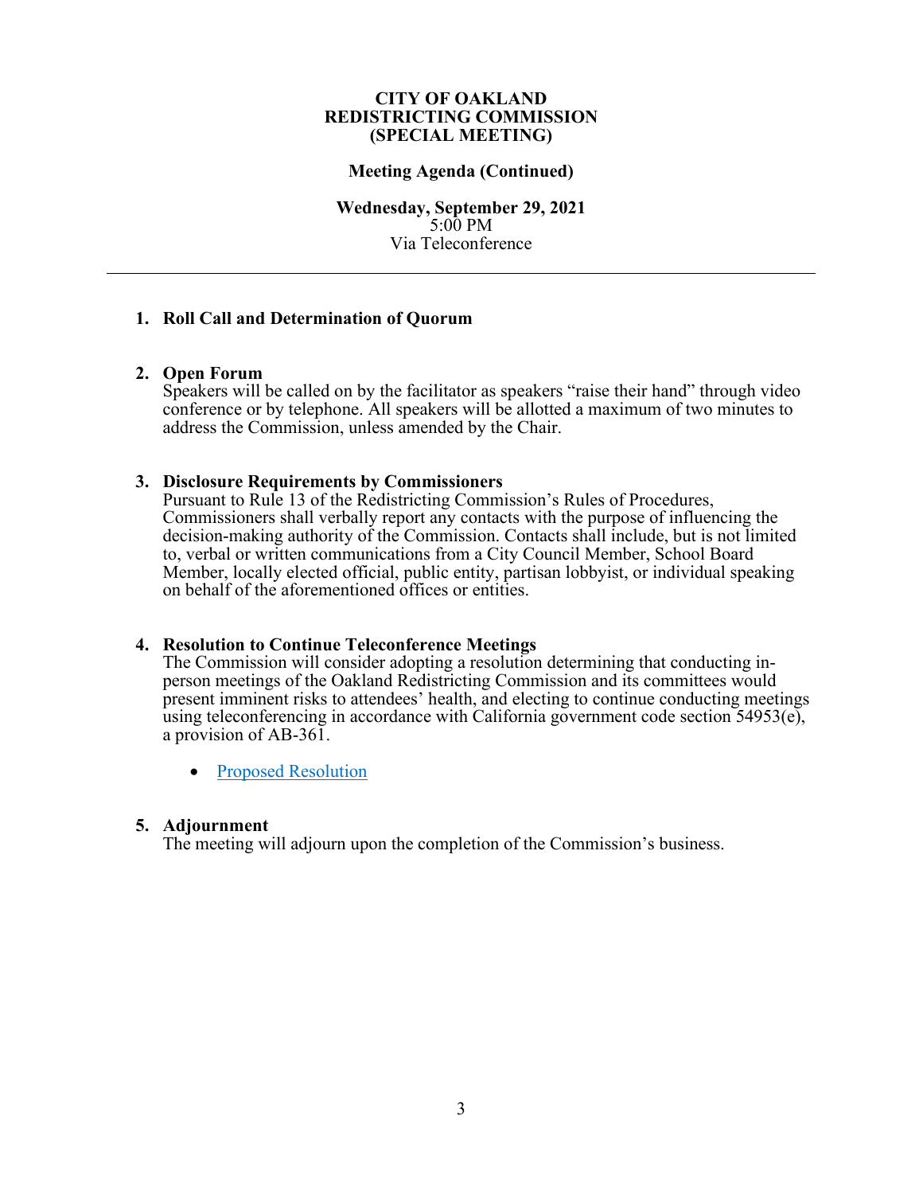**CITY OF OAKLAND**
**REDISTRICTING COMMISSION**
**(SPECIAL MEETING)**

**Meeting Agenda (Continued)**

**Wednesday, September 29, 2021**
5:00 PM
Via Teleconference

---

1. **Roll Call and Determination of Quorum**

2. **Open Forum**
   Speakers will be called on by the facilitator as speakers "raise their hand" through video conference or by telephone. All speakers will be allotted a maximum of two minutes to address the Commission, unless amended by the Chair.

3. **Disclosure Requirements by Commissioners**
   Pursuant to Rule 13 of the Redistricting Commission's Rules of Procedures, Commissioners shall verbally report any contacts with the purpose of influencing the decision-making authority of the Commission. Contacts shall include, but is not limited to, verbal or written communications from a City Council Member, School Board Member, locally elected official, public entity, partisan lobbyist, or individual speaking on behalf of the aforementioned offices or entities.

4. **Resolution to Continue Teleconference Meetings**
   The Commission will consider adopting a resolution determining that conducting in-person meetings of the Oakland Redistricting Commission and its committees would present imminent risks to attendees' health, and electing to continue conducting meetings using teleconferencing in accordance with California government code section 54953(e), a provision of AB-361.

   - Proposed Resolution

5. **Adjournment**
   The meeting will adjourn upon the completion of the Commission's business.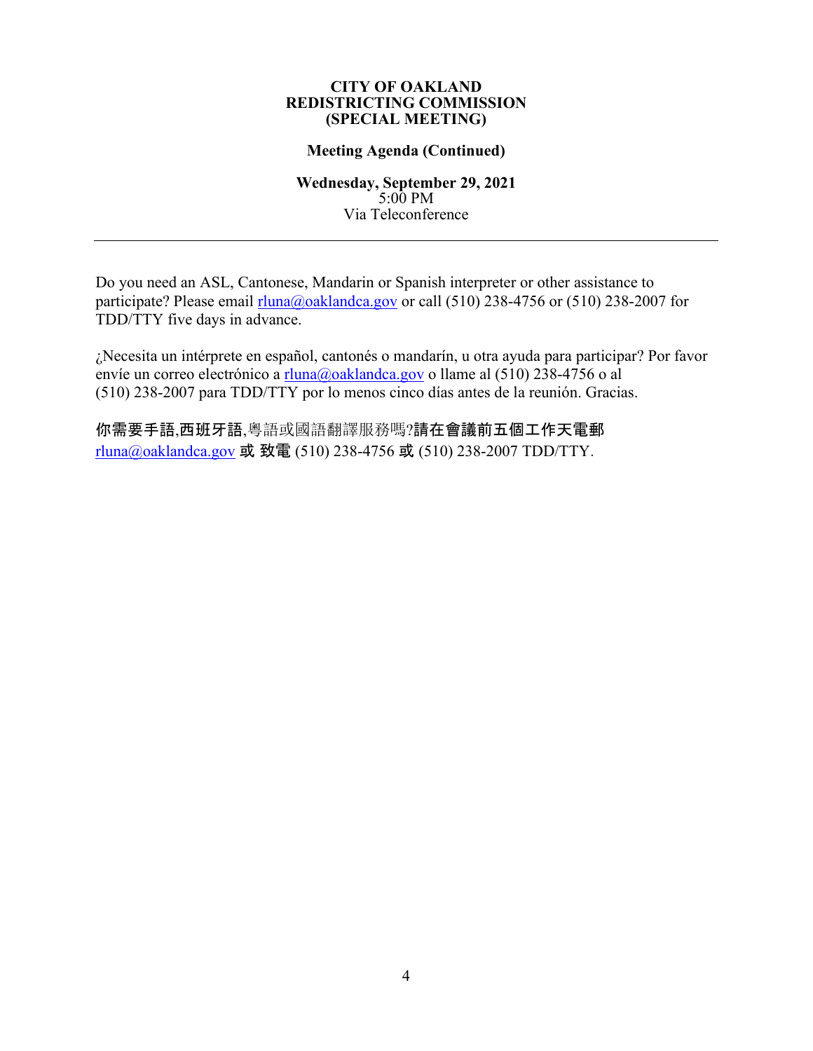**CITY OF OAKLAND**
**REDISTRICTING COMMISSION**
**(SPECIAL MEETING)**

**Meeting Agenda (Continued)**

**Wednesday, September 29, 2021**
5:00 PM
Via Teleconference

---

Do you need an ASL, Cantonese, Mandarin or Spanish interpreter or other assistance to participate? Please email rluna@oaklandca.gov or call (510) 238-4756 or (510) 238-2007 for TDD/TTY five days in advance.

¿Necesita un intérprete en español, cantonés o mandarín, u otra ayuda para participar? Por favor envíe un correo electrónico a rluna@oaklandca.gov o llame al (510) 238-4756 o al (510) 238-2007 para TDD/TTY por lo menos cinco días antes de la reunión. Gracias.

**你需要手語,西班牙語**,粵語或國語翻譯服務嗎?**請在會議前五個工作天電郵** rluna@oaklandca.gov **或 致電** (510) 238-4756 **或** (510) 238-2007 TDD/TTY.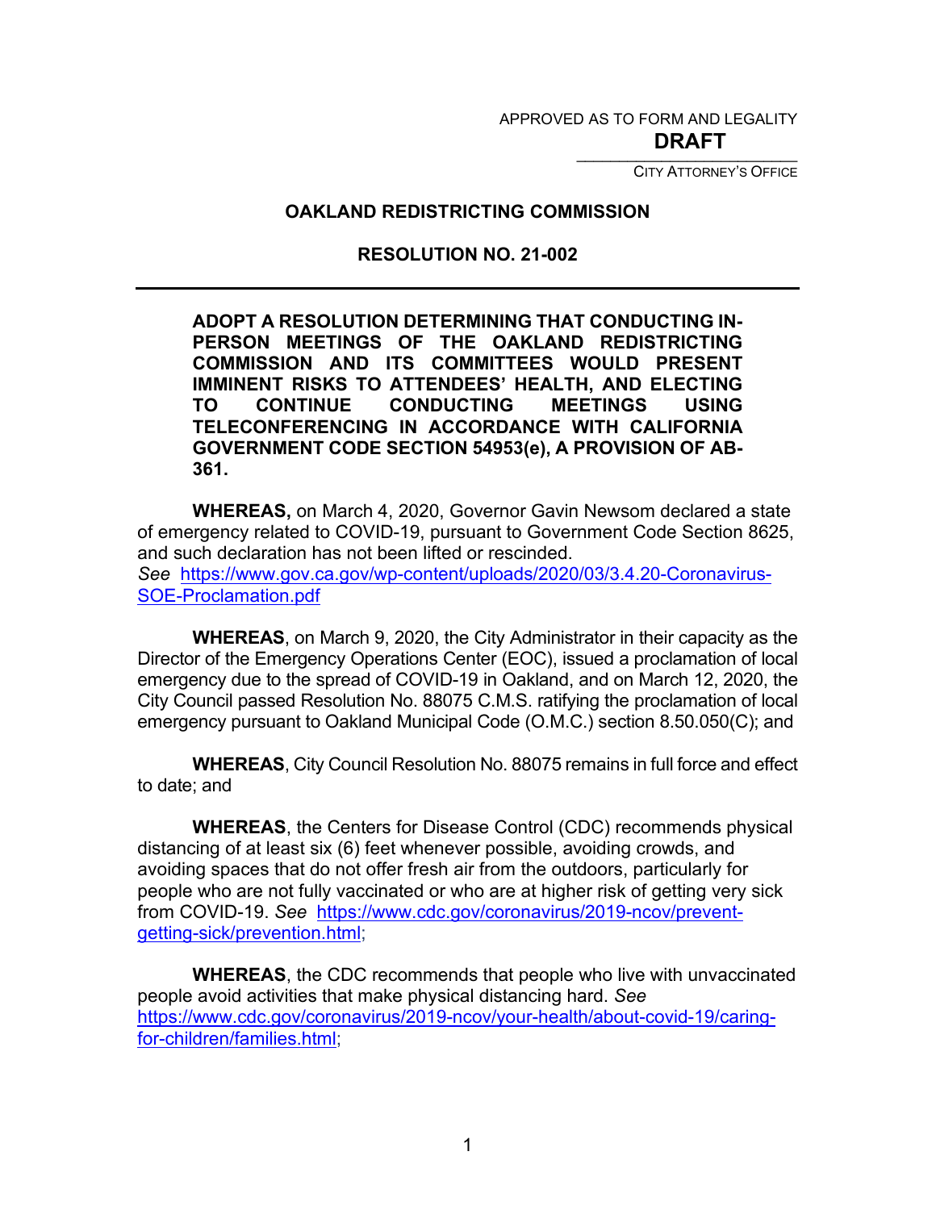APPROVED AS TO FORM AND LEGALITY

**DRAFT**

_______________________

CITY ATTORNEY'S OFFICE

**OAKLAND REDISTRICTING COMMISSION**

**RESOLUTION NO. 21-002**

---

**ADOPT A RESOLUTION DETERMINING THAT CONDUCTING IN-PERSON MEETINGS OF THE OAKLAND REDISTRICTING COMMISSION AND ITS COMMITTEES WOULD PRESENT IMMINENT RISKS TO ATTENDEES' HEALTH, AND ELECTING TO CONTINUE CONDUCTING MEETINGS USING TELECONFERENCING IN ACCORDANCE WITH CALIFORNIA GOVERNMENT CODE SECTION 54953(e), A PROVISION OF AB-361.**

**WHEREAS,** on March 4, 2020, Governor Gavin Newsom declared a state of emergency related to COVID-19, pursuant to Government Code Section 8625, and such declaration has not been lifted or rescinded. *See* https://www.gov.ca.gov/wp-content/uploads/2020/03/3.4.20-Coronavirus-SOE-Proclamation.pdf

**WHEREAS**, on March 9, 2020, the City Administrator in their capacity as the Director of the Emergency Operations Center (EOC), issued a proclamation of local emergency due to the spread of COVID-19 in Oakland, and on March 12, 2020, the City Council passed Resolution No. 88075 C.M.S. ratifying the proclamation of local emergency pursuant to Oakland Municipal Code (O.M.C.) section 8.50.050(C); and

**WHEREAS**, City Council Resolution No. 88075 remains in full force and effect to date; and

**WHEREAS**, the Centers for Disease Control (CDC) recommends physical distancing of at least six (6) feet whenever possible, avoiding crowds, and avoiding spaces that do not offer fresh air from the outdoors, particularly for people who are not fully vaccinated or who are at higher risk of getting very sick from COVID-19. *See* https://www.cdc.gov/coronavirus/2019-ncov/prevent-getting-sick/prevention.html;

**WHEREAS**, the CDC recommends that people who live with unvaccinated people avoid activities that make physical distancing hard. *See* https://www.cdc.gov/coronavirus/2019-ncov/your-health/about-covid-19/caring-for-children/families.html;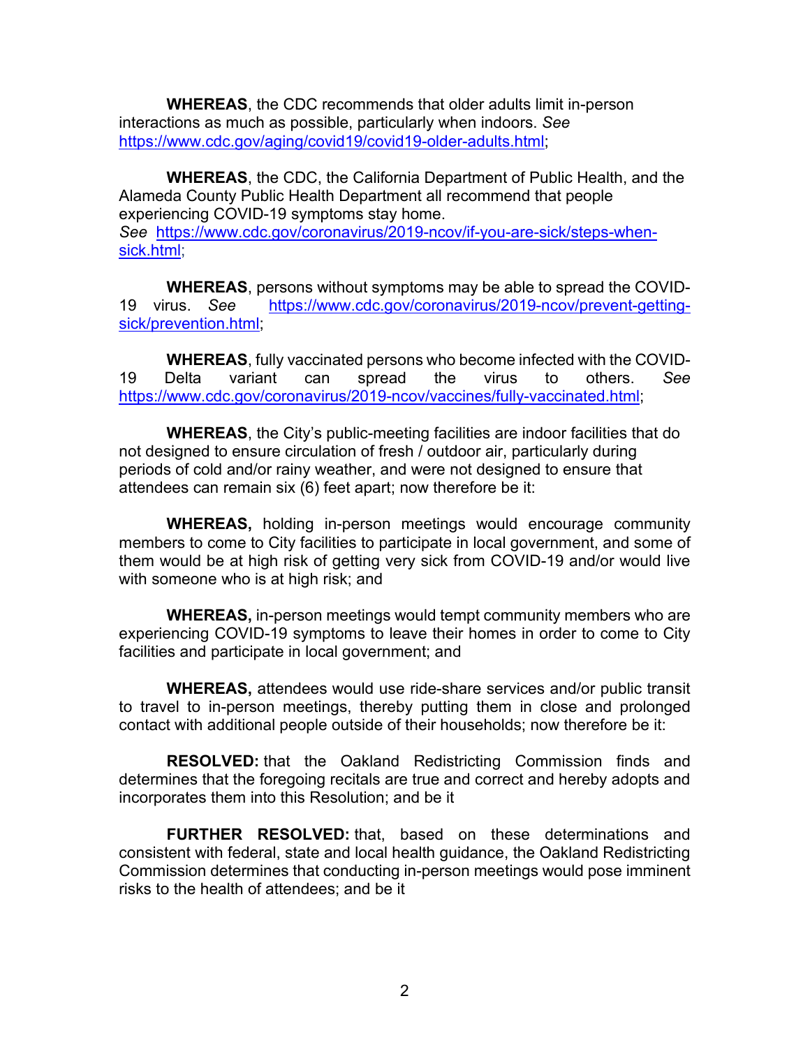**WHEREAS**, the CDC recommends that older adults limit in-person interactions as much as possible, particularly when indoors. *See* https://www.cdc.gov/aging/covid19/covid19-older-adults.html;

**WHEREAS**, the CDC, the California Department of Public Health, and the Alameda County Public Health Department all recommend that people experiencing COVID-19 symptoms stay home.
*See* https://www.cdc.gov/coronavirus/2019-ncov/if-you-are-sick/steps-when-sick.html;

**WHEREAS**, persons without symptoms may be able to spread the COVID-19 virus. *See* https://www.cdc.gov/coronavirus/2019-ncov/prevent-getting-sick/prevention.html;

**WHEREAS**, fully vaccinated persons who become infected with the COVID-19 Delta variant can spread the virus to others. *See* https://www.cdc.gov/coronavirus/2019-ncov/vaccines/fully-vaccinated.html;

**WHEREAS**, the City's public-meeting facilities are indoor facilities that do not designed to ensure circulation of fresh / outdoor air, particularly during periods of cold and/or rainy weather, and were not designed to ensure that attendees can remain six (6) feet apart; now therefore be it:

**WHEREAS,** holding in-person meetings would encourage community members to come to City facilities to participate in local government, and some of them would be at high risk of getting very sick from COVID-19 and/or would live with someone who is at high risk; and

**WHEREAS,** in-person meetings would tempt community members who are experiencing COVID-19 symptoms to leave their homes in order to come to City facilities and participate in local government; and

**WHEREAS,** attendees would use ride-share services and/or public transit to travel to in-person meetings, thereby putting them in close and prolonged contact with additional people outside of their households; now therefore be it:

**RESOLVED:** that the Oakland Redistricting Commission finds and determines that the foregoing recitals are true and correct and hereby adopts and incorporates them into this Resolution; and be it

**FURTHER RESOLVED:** that, based on these determinations and consistent with federal, state and local health guidance, the Oakland Redistricting Commission determines that conducting in-person meetings would pose imminent risks to the health of attendees; and be it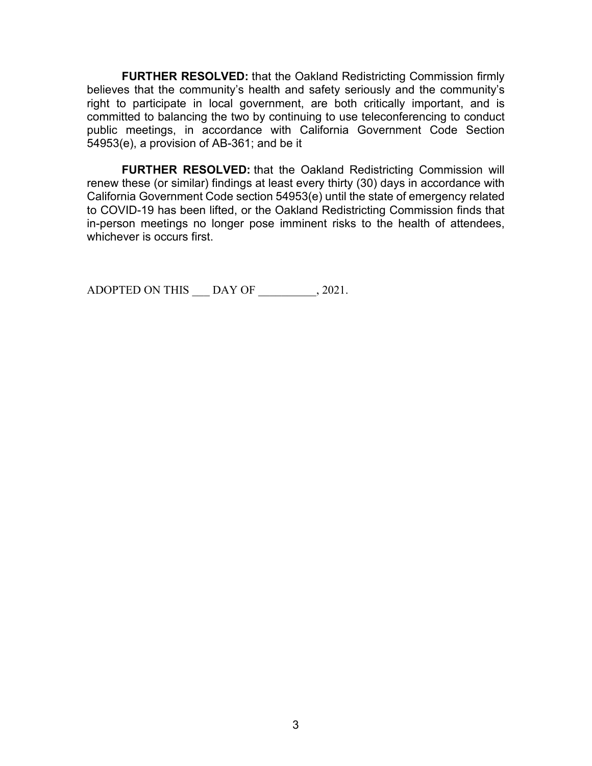**FURTHER RESOLVED:** that the Oakland Redistricting Commission firmly believes that the community's health and safety seriously and the community's right to participate in local government, are both critically important, and is committed to balancing the two by continuing to use teleconferencing to conduct public meetings, in accordance with California Government Code Section 54953(e), a provision of AB-361; and be it

**FURTHER RESOLVED:** that the Oakland Redistricting Commission will renew these (or similar) findings at least every thirty (30) days in accordance with California Government Code section 54953(e) until the state of emergency related to COVID-19 has been lifted, or the Oakland Redistricting Commission finds that in-person meetings no longer pose imminent risks to the health of attendees, whichever is occurs first.

ADOPTED ON THIS ___ DAY OF __________, 2021.